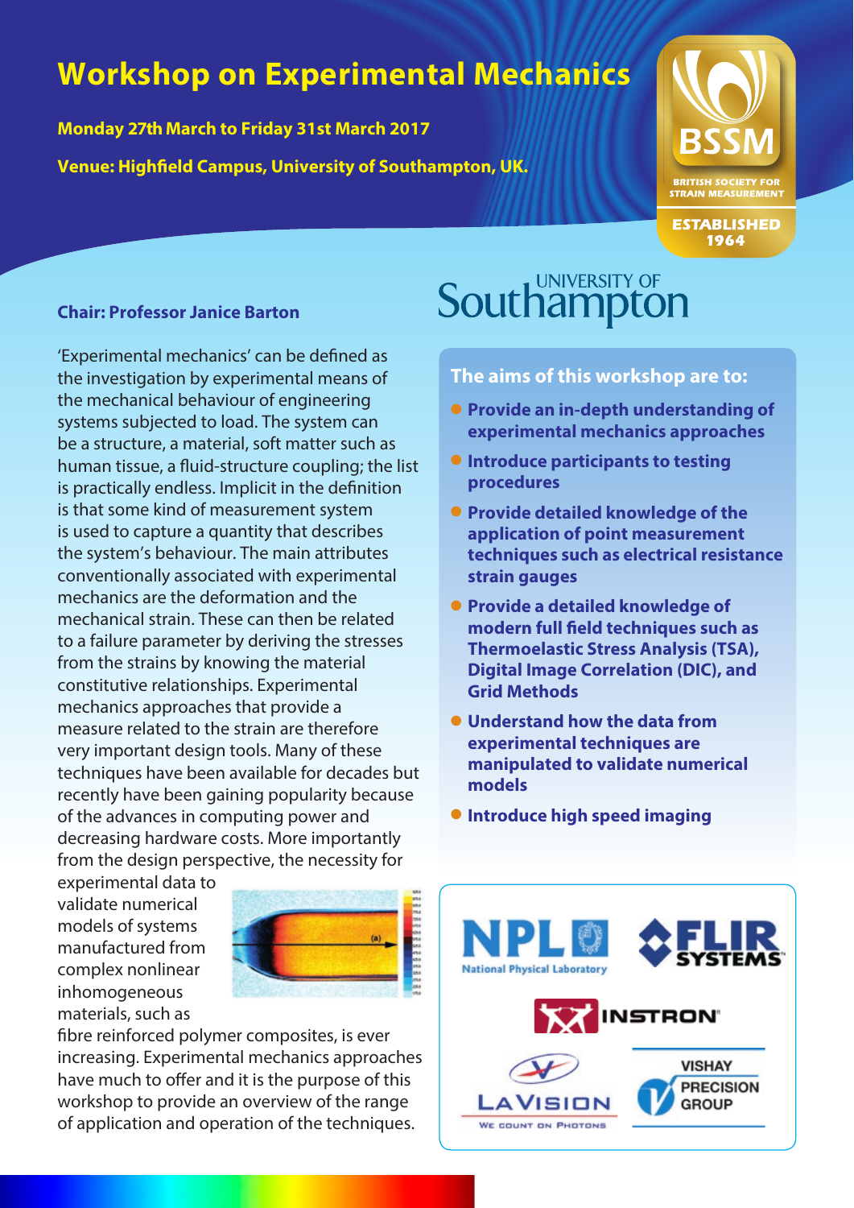# Workshop on Experimental Mechanics

**Monday 27th March to Friday 31st March 2017**

**Venue: Highfield Campus, University of Southampton, UK.**

BSSM
BRITISH SOCIETY FOR STRAIN MEASUREMENT
ESTABLISHED 1964

UNIVERSITY OF Southampton

**Chair: Professor Janice Barton**

'Experimental mechanics' can be defined as the investigation by experimental means of the mechanical behaviour of engineering systems subjected to load. The system can be a structure, a material, soft matter such as human tissue, a fluid-structure coupling; the list is practically endless. Implicit in the definition is that some kind of measurement system is used to capture a quantity that describes the system's behaviour. The main attributes conventionally associated with experimental mechanics are the deformation and the mechanical strain. These can then be related to a failure parameter by deriving the stresses from the strains by knowing the material constitutive relationships. Experimental mechanics approaches that provide a measure related to the strain are therefore very important design tools. Many of these techniques have been available for decades but recently have been gaining popularity because of the advances in computing power and decreasing hardware costs. More importantly from the design perspective, the necessity for experimental data to validate numerical models of systems manufactured from complex nonlinear inhomogeneous materials, such as fibre reinforced polymer composites, is ever increasing. Experimental mechanics approaches have much to offer and it is the purpose of this workshop to provide an overview of the range of application and operation of the techniques.

## The aims of this workshop are to:

- **Provide an in-depth understanding of experimental mechanics approaches**
- **Introduce participants to testing procedures**
- **Provide detailed knowledge of the application of point measurement techniques such as electrical resistance strain gauges**
- **Provide a detailed knowledge of modern full field techniques such as Thermoelastic Stress Analysis (TSA), Digital Image Correlation (DIC), and Grid Methods**
- **Understand how the data from experimental techniques are manipulated to validate numerical models**
- **Introduce high speed imaging**

NPL National Physical Laboratory · FLIR SYSTEMS · INSTRON · LaVision We count on Photons · VISHAY PRECISION GROUP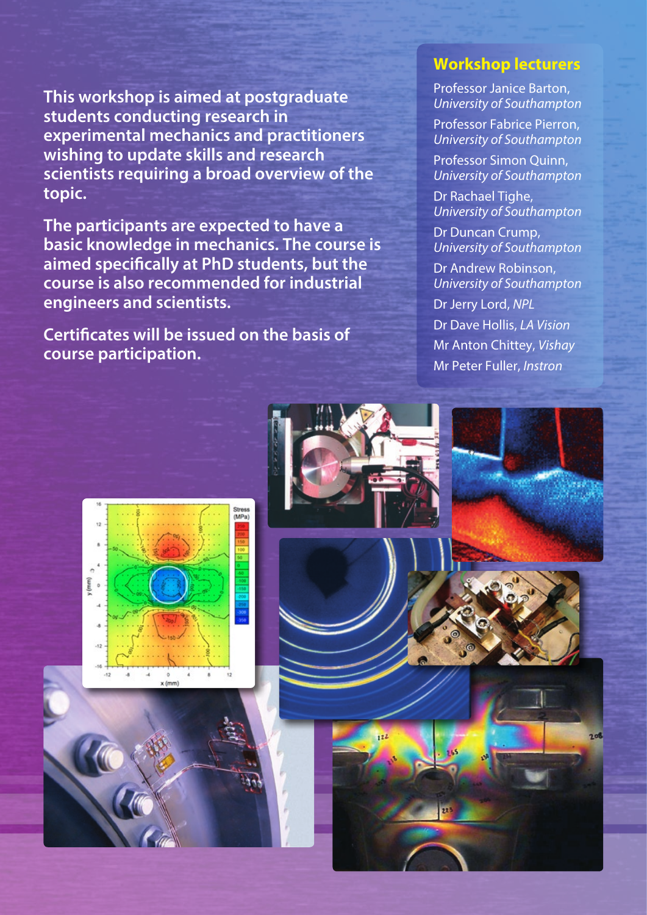**This workshop is aimed at postgraduate students conducting research in experimental mechanics and practitioners wishing to update skills and research scientists requiring a broad overview of the topic.**

**The participants are expected to have a basic knowledge in mechanics. The course is aimed specifically at PhD students, but the course is also recommended for industrial engineers and scientists.**

**Certificates will be issued on the basis of course participation.**

## Workshop lecturers

Professor Janice Barton, *University of Southampton*

Professor Fabrice Pierron, *University of Southampton*

Professor Simon Quinn, *University of Southampton*

Dr Rachael Tighe, *University of Southampton*

Dr Duncan Crump, *University of Southampton*

Dr Andrew Robinson, *University of Southampton*

Dr Jerry Lord, *NPL*

Dr Dave Hollis, *LA Vision*

Mr Anton Chittey, *Vishay*

Mr Peter Fuller, *Instron*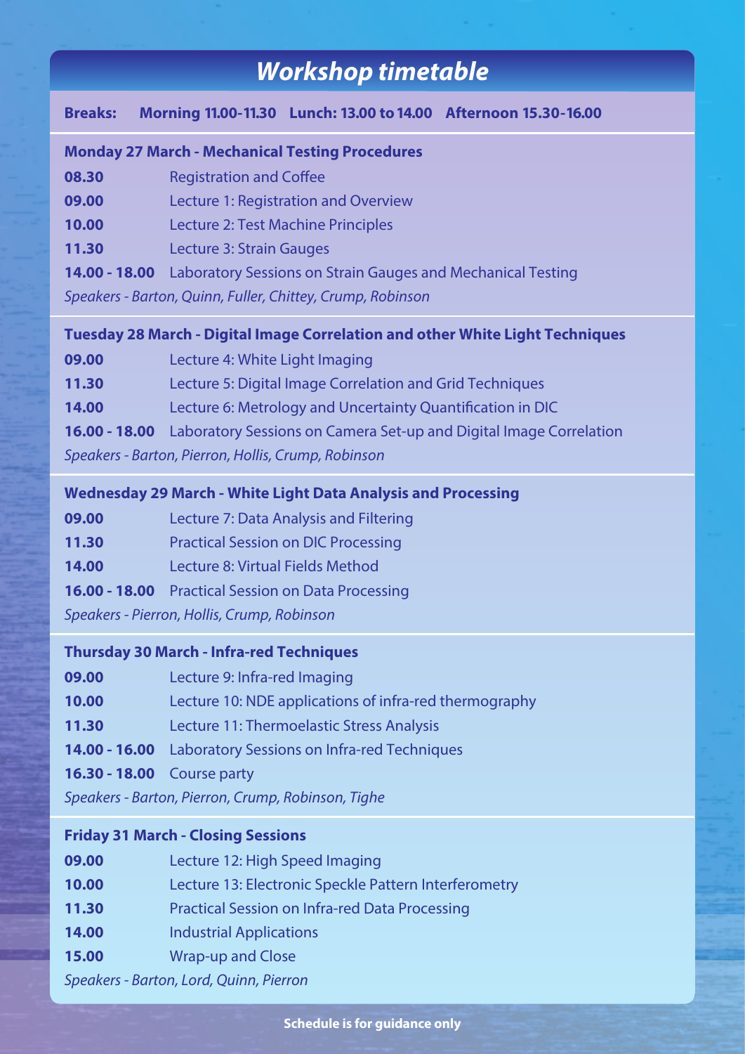# Workshop timetable

**Breaks: Morning 11.00-11.30 Lunch: 13.00 to 14.00 Afternoon 15.30-16.00**

## Monday 27 March - Mechanical Testing Procedures

| Time | Session |
| --- | --- |
| **08.30** | Registration and Coffee |
| **09.00** | Lecture 1: Registration and Overview |
| **10.00** | Lecture 2: Test Machine Principles |
| **11.30** | Lecture 3: Strain Gauges |
| **14.00 - 18.00** | Laboratory Sessions on Strain Gauges and Mechanical Testing |

*Speakers - Barton, Quinn, Fuller, Chittey, Crump, Robinson*

## Tuesday 28 March - Digital Image Correlation and other White Light Techniques

| Time | Session |
| --- | --- |
| **09.00** | Lecture 4: White Light Imaging |
| **11.30** | Lecture 5: Digital Image Correlation and Grid Techniques |
| **14.00** | Lecture 6: Metrology and Uncertainty Quantification in DIC |
| **16.00 - 18.00** | Laboratory Sessions on Camera Set-up and Digital Image Correlation |

*Speakers - Barton, Pierron, Hollis, Crump, Robinson*

## Wednesday 29 March - White Light Data Analysis and Processing

| Time | Session |
| --- | --- |
| **09.00** | Lecture 7: Data Analysis and Filtering |
| **11.30** | Practical Session on DIC Processing |
| **14.00** | Lecture 8: Virtual Fields Method |
| **16.00 - 18.00** | Practical Session on Data Processing |

*Speakers - Pierron, Hollis, Crump, Robinson*

## Thursday 30 March - Infra-red Techniques

| Time | Session |
| --- | --- |
| **09.00** | Lecture 9: Infra-red Imaging |
| **10.00** | Lecture 10: NDE applications of infra-red thermography |
| **11.30** | Lecture 11: Thermoelastic Stress Analysis |
| **14.00 - 16.00** | Laboratory Sessions on Infra-red Techniques |
| **16.30 - 18.00** | Course party |

*Speakers - Barton, Pierron, Crump, Robinson, Tighe*

## Friday 31 March - Closing Sessions

| Time | Session |
| --- | --- |
| **09.00** | Lecture 12: High Speed Imaging |
| **10.00** | Lecture 13: Electronic Speckle Pattern Interferometry |
| **11.30** | Practical Session on Infra-red Data Processing |
| **14.00** | Industrial Applications |
| **15.00** | Wrap-up and Close |

*Speakers - Barton, Lord, Quinn, Pierron*

**Schedule is for guidance only**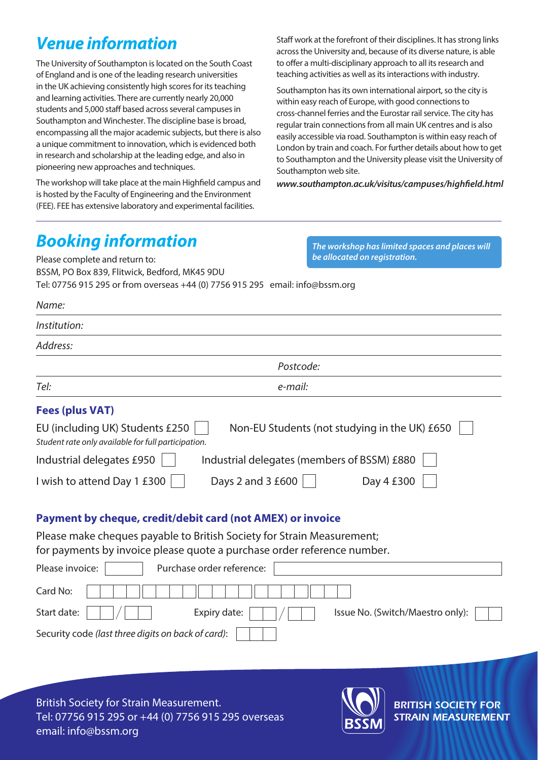## *Venue information*

The University of Southampton is located on the South Coast of England and is one of the leading research universities in the UK achieving consistently high scores for its teaching and learning activities. There are currently nearly 20,000 students and 5,000 staff based across several campuses in Southampton and Winchester. The discipline base is broad, encompassing all the major academic subjects, but there is also a unique commitment to innovation, which is evidenced both in research and scholarship at the leading edge, and also in pioneering new approaches and techniques.

The workshop will take place at the main Highfield campus and is hosted by the Faculty of Engineering and the Environment (FEE). FEE has extensive laboratory and experimental facilities. Staff work at the forefront of their disciplines. It has strong links across the University and, because of its diverse nature, is able to offer a multi-disciplinary approach to all its research and teaching activities as well as its interactions with industry.

Southampton has its own international airport, so the city is within easy reach of Europe, with good connections to cross-channel ferries and the Eurostar rail service. The city has regular train connections from all main UK centres and is also easily accessible via road. Southampton is within easy reach of London by train and coach. For further details about how to get to Southampton and the University please visit the University of Southampton web site.

***www.southampton.ac.uk/visitus/campuses/highfield.html***

## *Booking information*

***The workshop has limited spaces and places will be allocated on registration.***

Please complete and return to:
BSSM, PO Box 839, Flitwick, Bedford, MK45 9DU
Tel: 07756 915 295 or from overseas +44 (0) 7756 915 295 email: info@bssm.org

*Name:*

*Institution:*

*Address:*

*Postcode:*

*Tel:* *e-mail:*

### Fees (plus VAT)

EU (including UK) Students £250 ☐ Non-EU Students (not studying in the UK) £650 ☐

*Student rate only available for full participation.*

Industrial delegates £950 ☐ Industrial delegates (members of BSSM) £880 ☐

I wish to attend Day 1 £300 ☐ Days 2 and 3 £600 ☐ Day 4 £300 ☐

### Payment by cheque, credit/debit card (not AMEX) or invoice

Please make cheques payable to British Society for Strain Measurement;
for payments by invoice please quote a purchase order reference number.

Please invoice: ☐ Purchase order reference:

Card No:

Start date: / Expiry date: / Issue No. (Switch/Maestro only):

Security code *(last three digits on back of card)*:

British Society for Strain Measurement.
Tel: 07756 915 295 or +44 (0) 7756 915 295 overseas
email: info@bssm.org

BRITISH SOCIETY FOR STRAIN MEASUREMENT